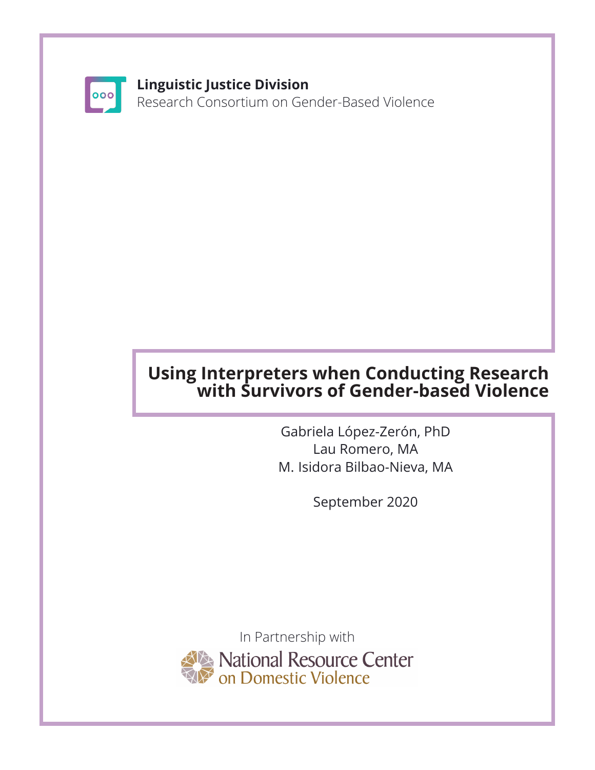**Linguistic Justice Division**
Research Consortium on Gender-Based Violence

# Using Interpreters when Conducting Research with Survivors of Gender-based Violence

Gabriela López-Zerón, PhD
Lau Romero, MA
M. Isidora Bilbao-Nieva, MA

September 2020

In Partnership with
National Resource Center on Domestic Violence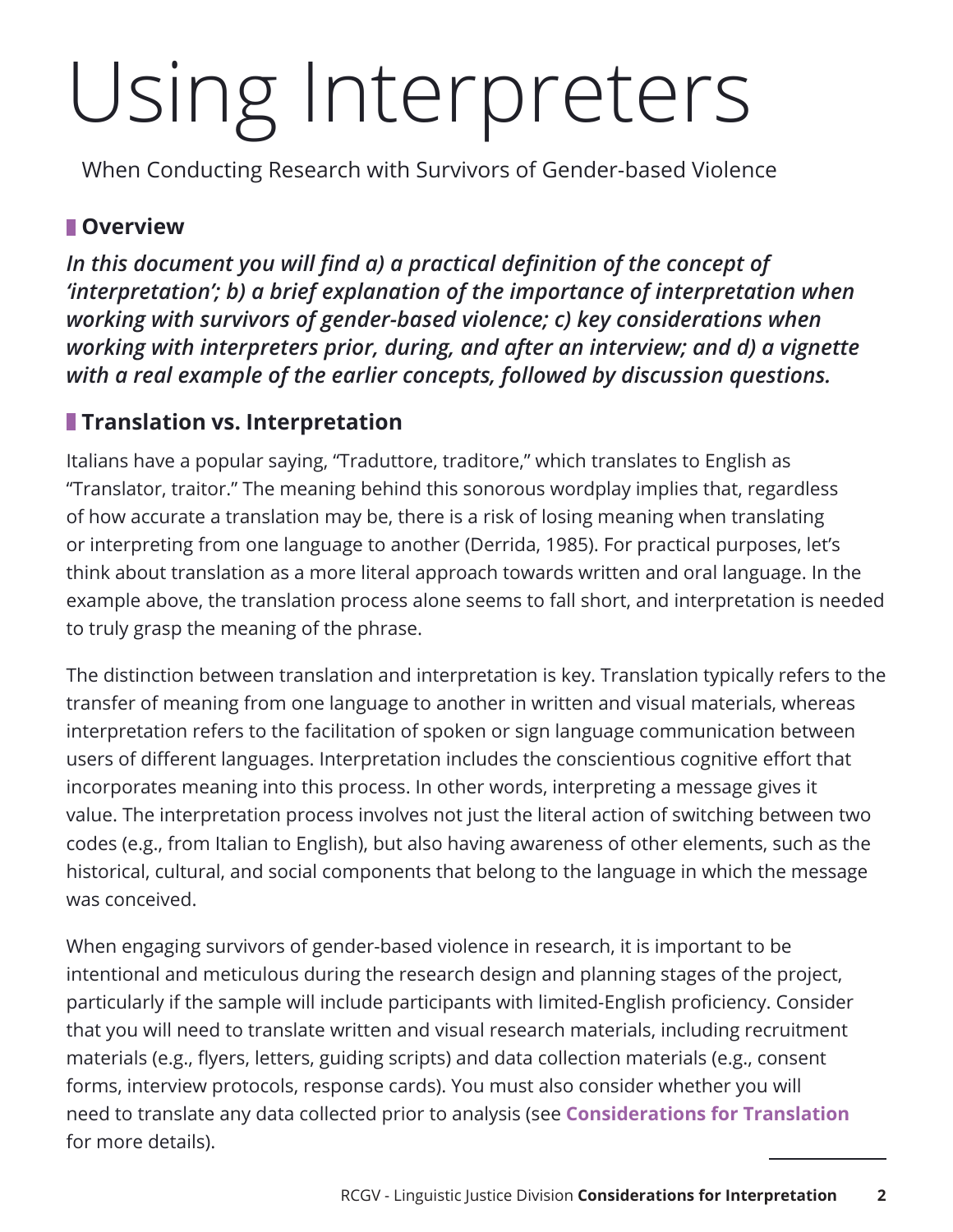# Using Interpreters

When Conducting Research with Survivors of Gender-based Violence

## Overview

***In this document you will find a) a practical definition of the concept of 'interpretation'; b) a brief explanation of the importance of interpretation when working with survivors of gender-based violence; c) key considerations when working with interpreters prior, during, and after an interview; and d) a vignette with a real example of the earlier concepts, followed by discussion questions.***

## Translation vs. Interpretation

Italians have a popular saying, "Traduttore, traditore," which translates to English as "Translator, traitor." The meaning behind this sonorous wordplay implies that, regardless of how accurate a translation may be, there is a risk of losing meaning when translating or interpreting from one language to another (Derrida, 1985). For practical purposes, let's think about translation as a more literal approach towards written and oral language. In the example above, the translation process alone seems to fall short, and interpretation is needed to truly grasp the meaning of the phrase.

The distinction between translation and interpretation is key. Translation typically refers to the transfer of meaning from one language to another in written and visual materials, whereas interpretation refers to the facilitation of spoken or sign language communication between users of different languages. Interpretation includes the conscientious cognitive effort that incorporates meaning into this process. In other words, interpreting a message gives it value. The interpretation process involves not just the literal action of switching between two codes (e.g., from Italian to English), but also having awareness of other elements, such as the historical, cultural, and social components that belong to the language in which the message was conceived.

When engaging survivors of gender-based violence in research, it is important to be intentional and meticulous during the research design and planning stages of the project, particularly if the sample will include participants with limited-English proficiency. Consider that you will need to translate written and visual research materials, including recruitment materials (e.g., flyers, letters, guiding scripts) and data collection materials (e.g., consent forms, interview protocols, response cards). You must also consider whether you will need to translate any data collected prior to analysis (see **Considerations for Translation** for more details).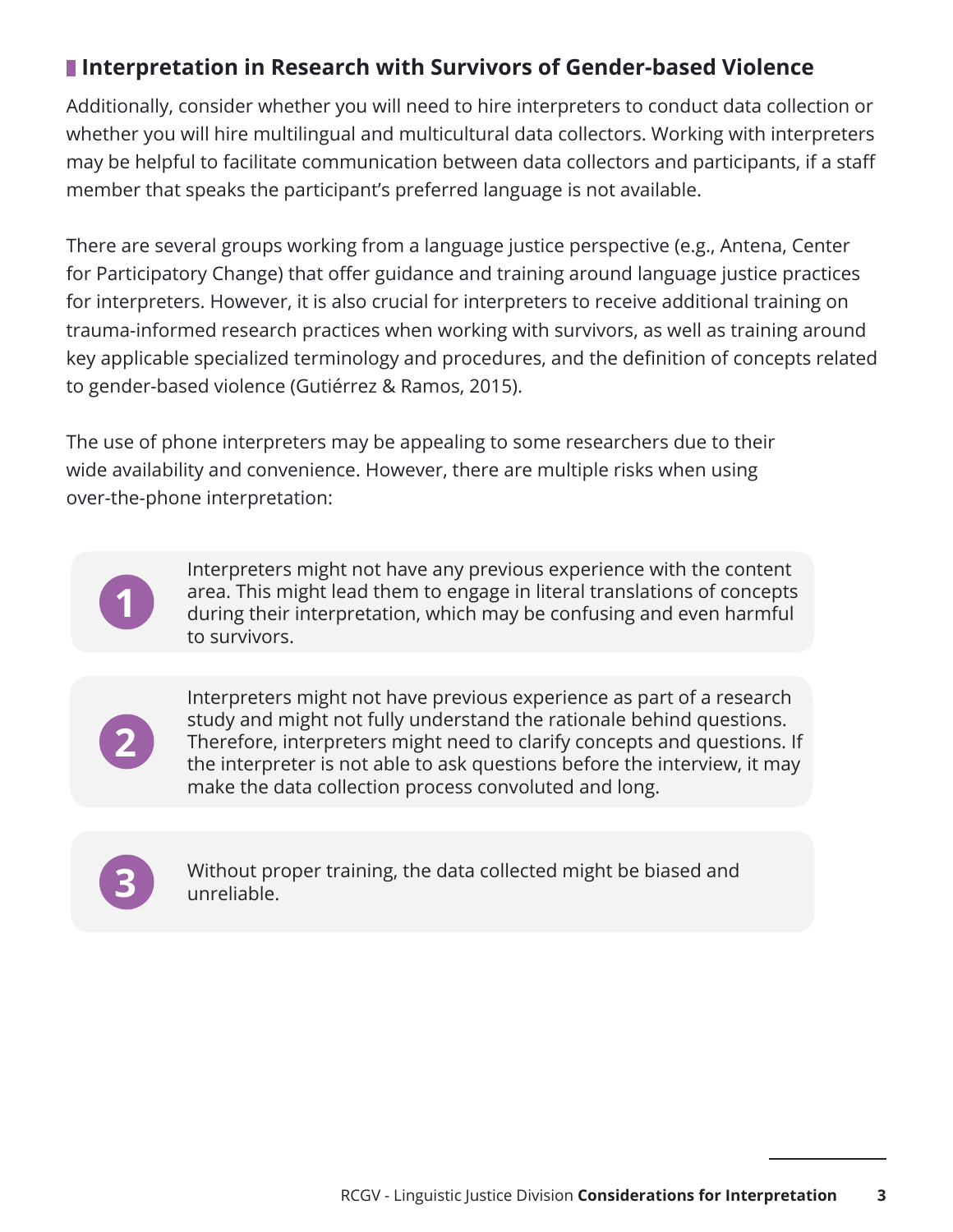## Interpretation in Research with Survivors of Gender-based Violence

Additionally, consider whether you will need to hire interpreters to conduct data collection or whether you will hire multilingual and multicultural data collectors. Working with interpreters may be helpful to facilitate communication between data collectors and participants, if a staff member that speaks the participant's preferred language is not available.

There are several groups working from a language justice perspective (e.g., Antena, Center for Participatory Change) that offer guidance and training around language justice practices for interpreters. However, it is also crucial for interpreters to receive additional training on trauma-informed research practices when working with survivors, as well as training around key applicable specialized terminology and procedures, and the definition of concepts related to gender-based violence (Gutiérrez & Ramos, 2015).

The use of phone interpreters may be appealing to some researchers due to their wide availability and convenience. However, there are multiple risks when using over-the-phone interpretation:

1. Interpreters might not have any previous experience with the content area. This might lead them to engage in literal translations of concepts during their interpretation, which may be confusing and even harmful to survivors.

2. Interpreters might not have previous experience as part of a research study and might not fully understand the rationale behind questions. Therefore, interpreters might need to clarify concepts and questions. If the interpreter is not able to ask questions before the interview, it may make the data collection process convoluted and long.

3. Without proper training, the data collected might be biased and unreliable.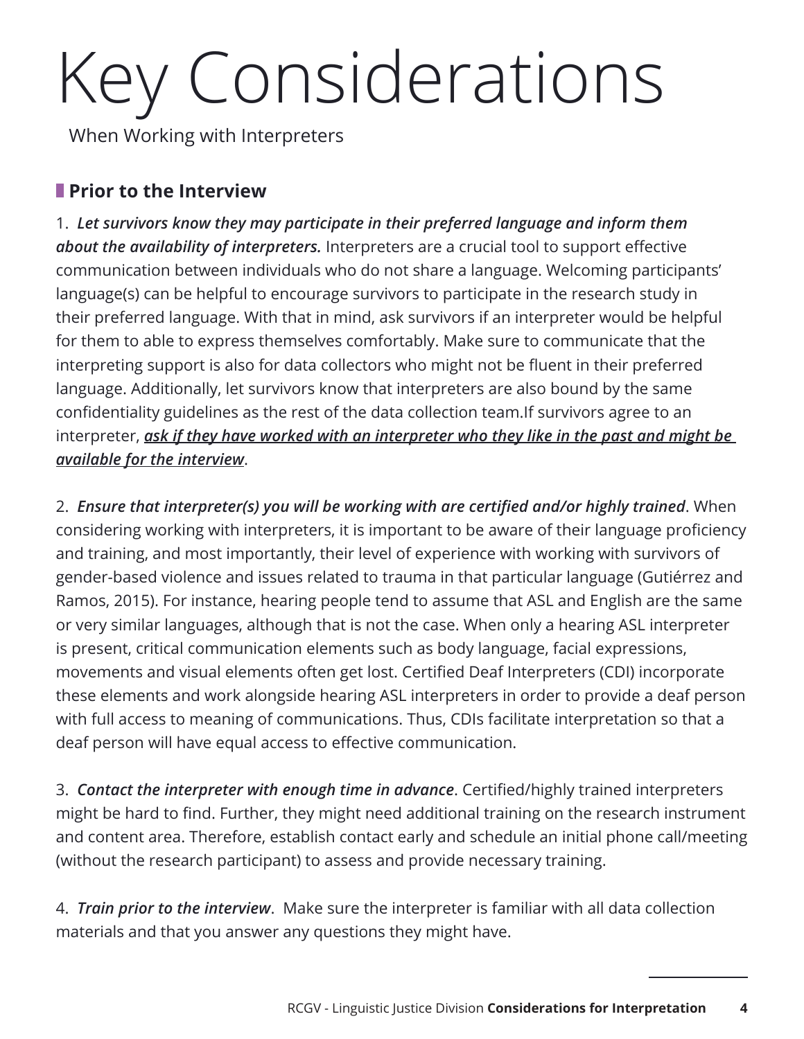# Key Considerations

When Working with Interpreters

## Prior to the Interview

1. ***Let survivors know they may participate in their preferred language and inform them about the availability of interpreters.*** Interpreters are a crucial tool to support effective communication between individuals who do not share a language. Welcoming participants' language(s) can be helpful to encourage survivors to participate in the research study in their preferred language. With that in mind, ask survivors if an interpreter would be helpful for them to able to express themselves comfortably. Make sure to communicate that the interpreting support is also for data collectors who might not be fluent in their preferred language. Additionally, let survivors know that interpreters are also bound by the same confidentiality guidelines as the rest of the data collection team.If survivors agree to an interpreter, ***<u>ask if they have worked with an interpreter who they like in the past and might be available for the interview</u>***.

2. ***Ensure that interpreter(s) you will be working with are certified and/or highly trained***. When considering working with interpreters, it is important to be aware of their language proficiency and training, and most importantly, their level of experience with working with survivors of gender-based violence and issues related to trauma in that particular language (Gutiérrez and Ramos, 2015). For instance, hearing people tend to assume that ASL and English are the same or very similar languages, although that is not the case. When only a hearing ASL interpreter is present, critical communication elements such as body language, facial expressions, movements and visual elements often get lost. Certified Deaf Interpreters (CDI) incorporate these elements and work alongside hearing ASL interpreters in order to provide a deaf person with full access to meaning of communications. Thus, CDIs facilitate interpretation so that a deaf person will have equal access to effective communication.

3. ***Contact the interpreter with enough time in advance***. Certified/highly trained interpreters might be hard to find. Further, they might need additional training on the research instrument and content area. Therefore, establish contact early and schedule an initial phone call/meeting (without the research participant) to assess and provide necessary training.

4. ***Train prior to the interview***. Make sure the interpreter is familiar with all data collection materials and that you answer any questions they might have.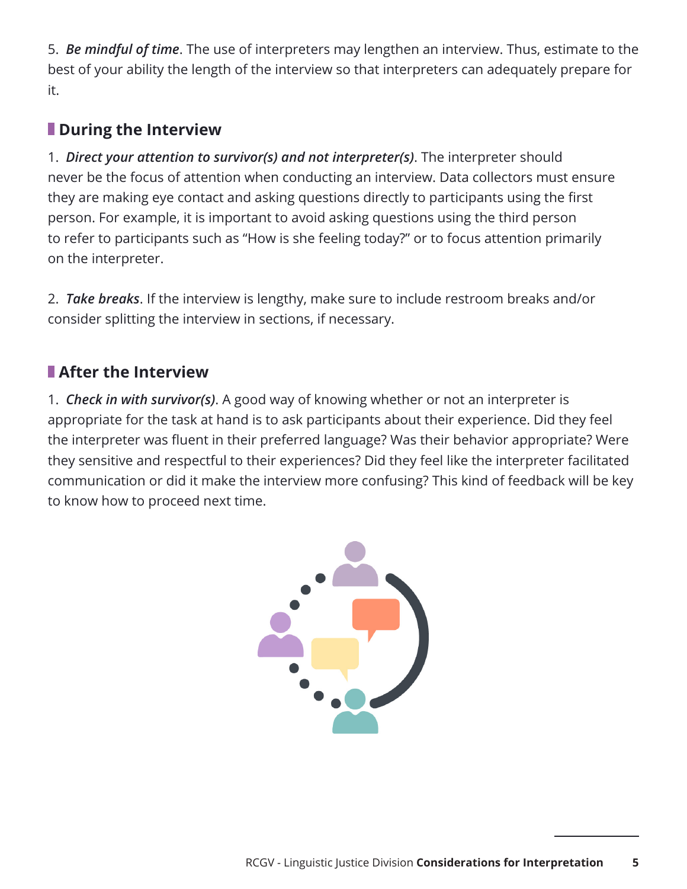5. ***Be mindful of time***. The use of interpreters may lengthen an interview. Thus, estimate to the best of your ability the length of the interview so that interpreters can adequately prepare for it.

## During the Interview

1. ***Direct your attention to survivor(s) and not interpreter(s)***. The interpreter should never be the focus of attention when conducting an interview. Data collectors must ensure they are making eye contact and asking questions directly to participants using the first person. For example, it is important to avoid asking questions using the third person to refer to participants such as "How is she feeling today?" or to focus attention primarily on the interpreter.

2. ***Take breaks***. If the interview is lengthy, make sure to include restroom breaks and/or consider splitting the interview in sections, if necessary.

## After the Interview

1. ***Check in with survivor(s)***. A good way of knowing whether or not an interpreter is appropriate for the task at hand is to ask participants about their experience. Did they feel the interpreter was fluent in their preferred language? Was their behavior appropriate? Were they sensitive and respectful to their experiences? Did they feel like the interpreter facilitated communication or did it make the interview more confusing? This kind of feedback will be key to know how to proceed next time.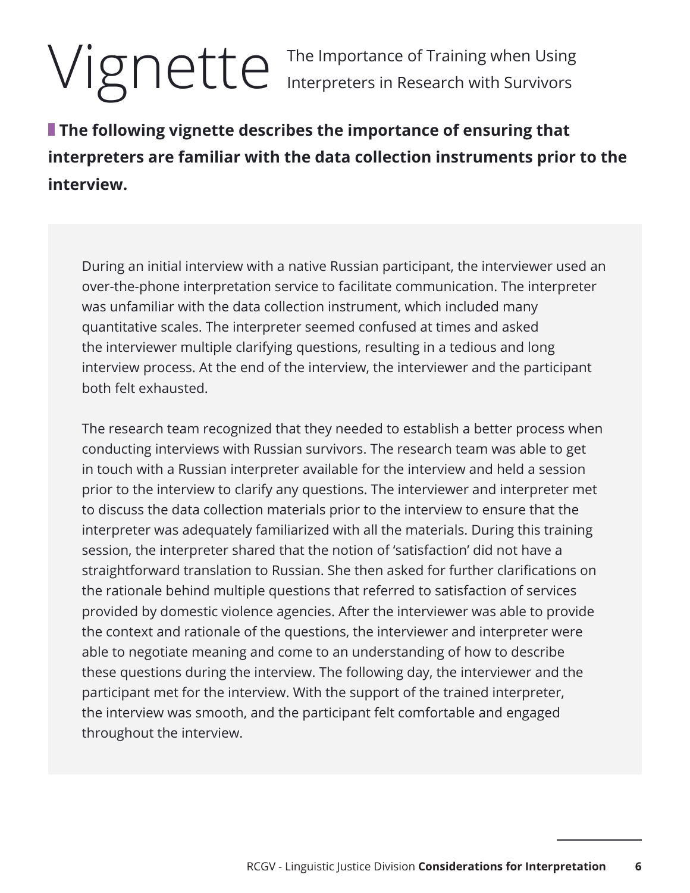# Vignette

The Importance of Training when Using Interpreters in Research with Survivors

**The following vignette describes the importance of ensuring that interpreters are familiar with the data collection instruments prior to the interview.**

During an initial interview with a native Russian participant, the interviewer used an over-the-phone interpretation service to facilitate communication. The interpreter was unfamiliar with the data collection instrument, which included many quantitative scales. The interpreter seemed confused at times and asked the interviewer multiple clarifying questions, resulting in a tedious and long interview process. At the end of the interview, the interviewer and the participant both felt exhausted.

The research team recognized that they needed to establish a better process when conducting interviews with Russian survivors. The research team was able to get in touch with a Russian interpreter available for the interview and held a session prior to the interview to clarify any questions. The interviewer and interpreter met to discuss the data collection materials prior to the interview to ensure that the interpreter was adequately familiarized with all the materials. During this training session, the interpreter shared that the notion of 'satisfaction' did not have a straightforward translation to Russian. She then asked for further clarifications on the rationale behind multiple questions that referred to satisfaction of services provided by domestic violence agencies. After the interviewer was able to provide the context and rationale of the questions, the interviewer and interpreter were able to negotiate meaning and come to an understanding of how to describe these questions during the interview. The following day, the interviewer and the participant met for the interview. With the support of the trained interpreter, the interview was smooth, and the participant felt comfortable and engaged throughout the interview.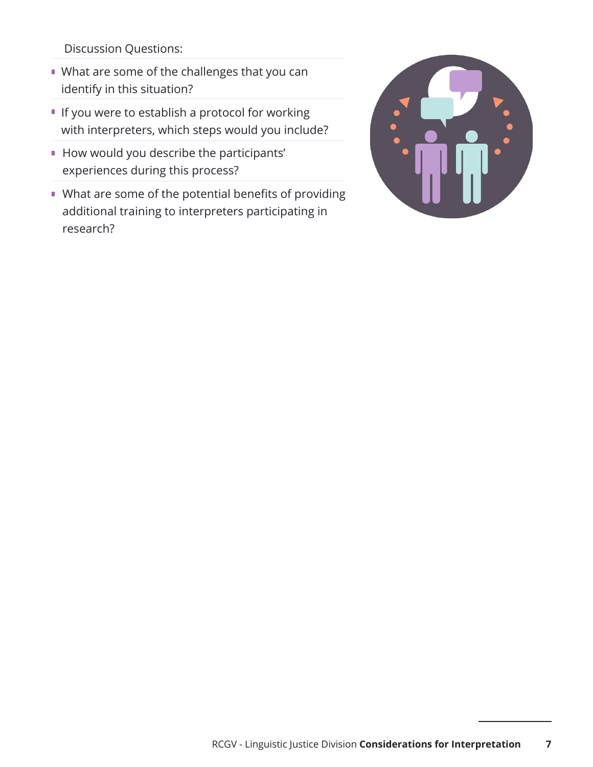Discussion Questions:

- What are some of the challenges that you can identify in this situation?
- If you were to establish a protocol for working with interpreters, which steps would you include?
- How would you describe the participants' experiences during this process?
- What are some of the potential benefits of providing additional training to interpreters participating in research?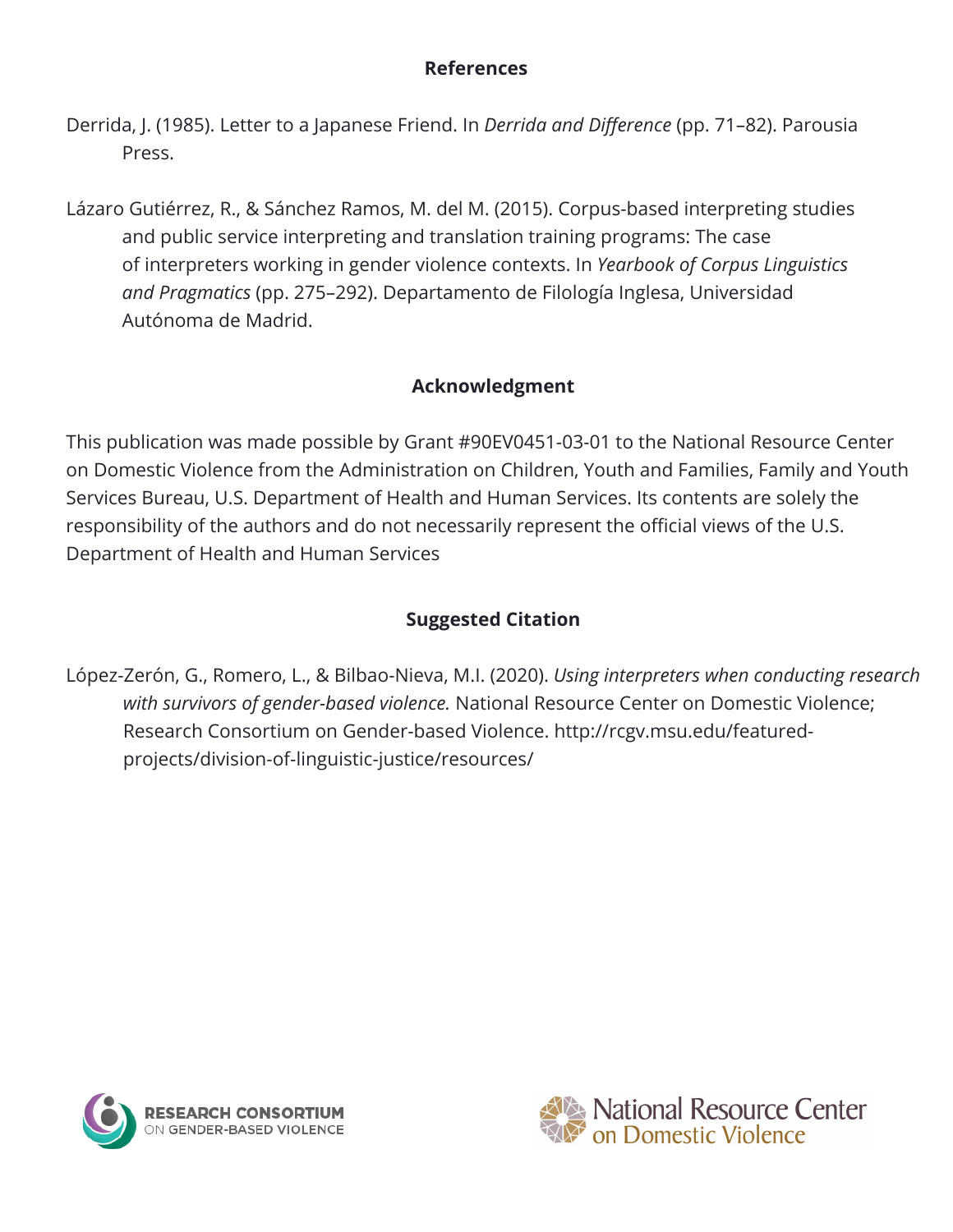## References

Derrida, J. (1985). Letter to a Japanese Friend. In *Derrida and Difference* (pp. 71–82). Parousia Press.

Lázaro Gutiérrez, R., & Sánchez Ramos, M. del M. (2015). Corpus-based interpreting studies and public service interpreting and translation training programs: The case of interpreters working in gender violence contexts. In *Yearbook of Corpus Linguistics and Pragmatics* (pp. 275–292). Departamento de Filología Inglesa, Universidad Autónoma de Madrid.

## Acknowledgment

This publication was made possible by Grant #90EV0451-03-01 to the National Resource Center on Domestic Violence from the Administration on Children, Youth and Families, Family and Youth Services Bureau, U.S. Department of Health and Human Services. Its contents are solely the responsibility of the authors and do not necessarily represent the official views of the U.S. Department of Health and Human Services

## Suggested Citation

López-Zerón, G., Romero, L., & Bilbao-Nieva, M.I. (2020). *Using interpreters when conducting research with survivors of gender-based violence.* National Resource Center on Domestic Violence; Research Consortium on Gender-based Violence. http://rcgv.msu.edu/featured-projects/division-of-linguistic-justice/resources/

RESEARCH CONSORTIUM ON GENDER-BASED VIOLENCE

National Resource Center on Domestic Violence